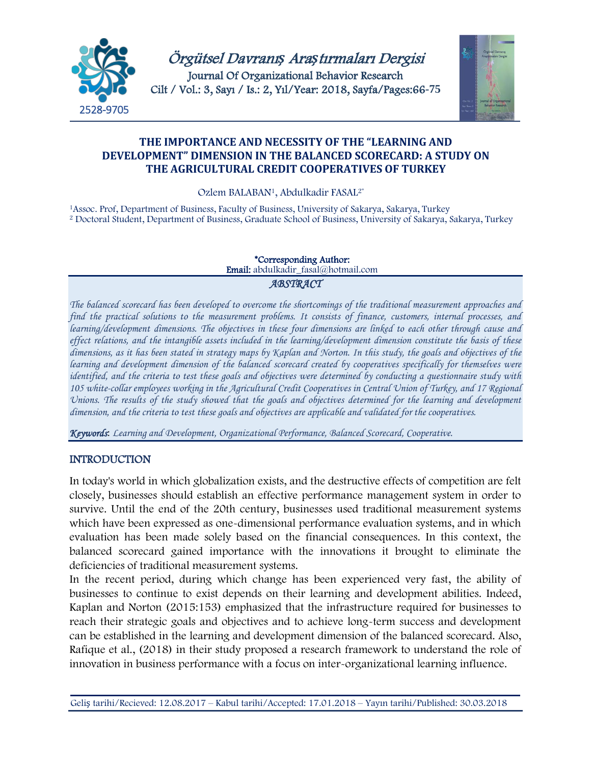# THE IMPORTANCE AND NECESSITY OF THE "LEARNING AND DEVELOPMENT" DIMENSION IN THE BALANCED SCORECARD: A STUDY ON THE AGRICULTURAL CREDIT COOPERATIVES OF TURKEY

Ozlem BALABAN[1], Abdulkadir FASAL[2*]

[1]Assoc. Prof, Department of Business, Faculty of Business, University of Sakarya, Sakarya, Turkey
[2] Doctoral Student, Department of Business, Graduate School of Business, University of Sakarya, Sakarya, Turkey

**\*Corresponding Author:**
**Email:** abdulkadir_fasal@hotmail.com

## ABSTRACT

*The balanced scorecard has been developed to overcome the shortcomings of the traditional measurement approaches and find the practical solutions to the measurement problems. It consists of finance, customers, internal processes, and learning/development dimensions. The objectives in these four dimensions are linked to each other through cause and effect relations, and the intangible assets included in the learning/development dimension constitute the basis of these dimensions, as it has been stated in strategy maps by Kaplan and Norton. In this study, the goals and objectives of the learning and development dimension of the balanced scorecard created by cooperatives specifically for themselves were identified, and the criteria to test these goals and objectives were determined by conducting a questionnaire study with 105 white-collar employees working in the Agricultural Credit Cooperatives in Central Union of Turkey, and 17 Regional Unions. The results of the study showed that the goals and objectives determined for the learning and development dimension, and the criteria to test these goals and objectives are applicable and validated for the cooperatives.*

***Keywords**: Learning and Development, Organizational Performance, Balanced Scorecard, Cooperative.*

## INTRODUCTION

In today's world in which globalization exists, and the destructive effects of competition are felt closely, businesses should establish an effective performance management system in order to survive. Until the end of the 20th century, businesses used traditional measurement systems which have been expressed as one-dimensional performance evaluation systems, and in which evaluation has been made solely based on the financial consequences. In this context, the balanced scorecard gained importance with the innovations it brought to eliminate the deficiencies of traditional measurement systems.

In the recent period, during which change has been experienced very fast, the ability of businesses to continue to exist depends on their learning and development abilities. Indeed, Kaplan and Norton (2015:153) emphasized that the infrastructure required for businesses to reach their strategic goals and objectives and to achieve long-term success and development can be established in the learning and development dimension of the balanced scorecard. Also, Rafique et al., (2018) in their study proposed a research framework to understand the role of innovation in business performance with a focus on inter-organizational learning influence.

Geliş tarihi/Recieved: 12.08.2017 – Kabul tarihi/Accepted: 17.01.2018 – Yayın tarihi/Published: 30.03.2018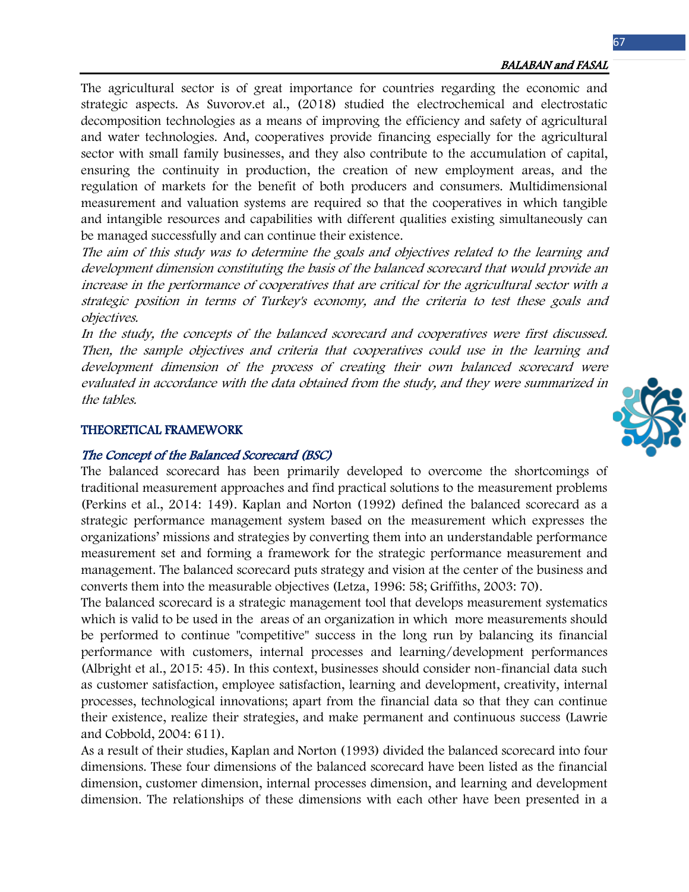The agricultural sector is of great importance for countries regarding the economic and strategic aspects. As Suvorov.et al., (2018) studied the electrochemical and electrostatic decomposition technologies as a means of improving the efficiency and safety of agricultural and water technologies. And, cooperatives provide financing especially for the agricultural sector with small family businesses, and they also contribute to the accumulation of capital, ensuring the continuity in production, the creation of new employment areas, and the regulation of markets for the benefit of both producers and consumers. Multidimensional measurement and valuation systems are required so that the cooperatives in which tangible and intangible resources and capabilities with different qualities existing simultaneously can be managed successfully and can continue their existence.

*The aim of this study was to determine the goals and objectives related to the learning and development dimension constituting the basis of the balanced scorecard that would provide an increase in the performance of cooperatives that are critical for the agricultural sector with a strategic position in terms of Turkey's economy, and the criteria to test these goals and objectives.*

*In the study, the concepts of the balanced scorecard and cooperatives were first discussed. Then, the sample objectives and criteria that cooperatives could use in the learning and development dimension of the process of creating their own balanced scorecard were evaluated in accordance with the data obtained from the study, and they were summarized in the tables.*

## THEORETICAL FRAMEWORK

### *The Concept of the Balanced Scorecard (BSC)*

The balanced scorecard has been primarily developed to overcome the shortcomings of traditional measurement approaches and find practical solutions to the measurement problems (Perkins et al., 2014: 149). Kaplan and Norton (1992) defined the balanced scorecard as a strategic performance management system based on the measurement which expresses the organizations' missions and strategies by converting them into an understandable performance measurement set and forming a framework for the strategic performance measurement and management. The balanced scorecard puts strategy and vision at the center of the business and converts them into the measurable objectives (Letza, 1996: 58; Griffiths, 2003: 70).

The balanced scorecard is a strategic management tool that develops measurement systematics which is valid to be used in the areas of an organization in which more measurements should be performed to continue "competitive" success in the long run by balancing its financial performance with customers, internal processes and learning/development performances (Albright et al., 2015: 45). In this context, businesses should consider non-financial data such as customer satisfaction, employee satisfaction, learning and development, creativity, internal processes, technological innovations; apart from the financial data so that they can continue their existence, realize their strategies, and make permanent and continuous success (Lawrie and Cobbold, 2004: 611).

As a result of their studies, Kaplan and Norton (1993) divided the balanced scorecard into four dimensions. These four dimensions of the balanced scorecard have been listed as the financial dimension, customer dimension, internal processes dimension, and learning and development dimension. The relationships of these dimensions with each other have been presented in a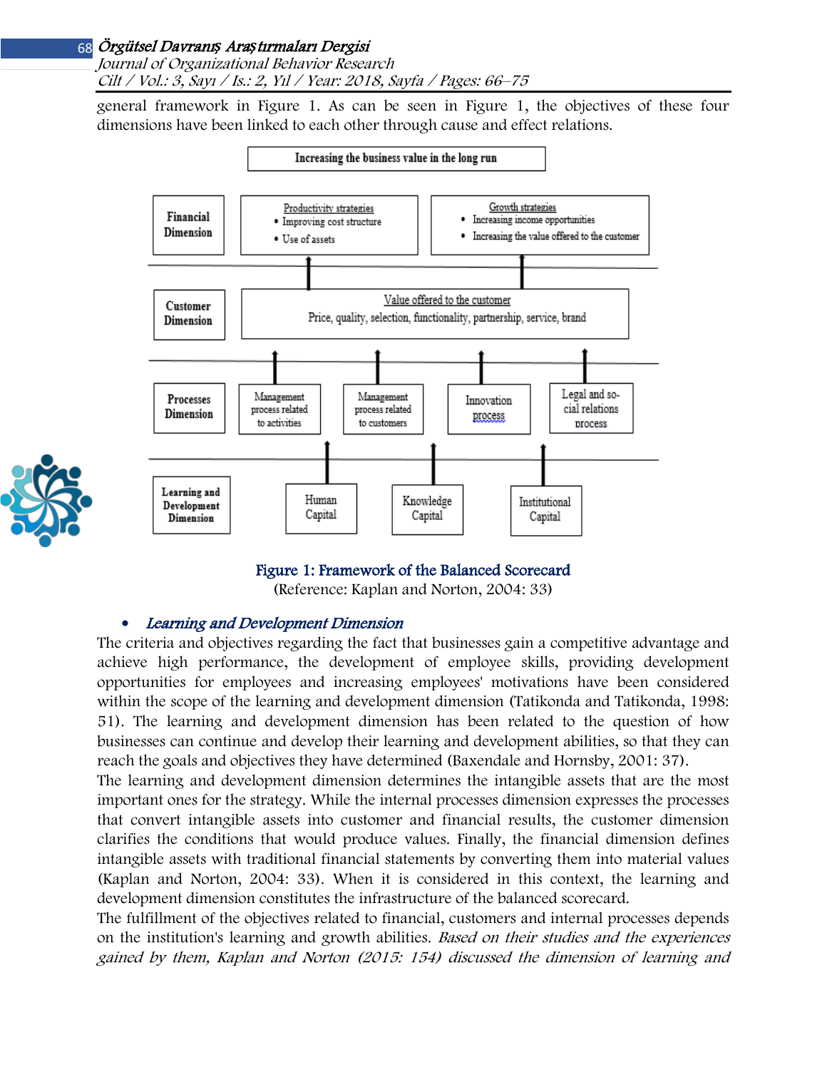general framework in Figure 1. As can be seen in Figure 1, the objectives of these four dimensions have been linked to each other through cause and effect relations.

| | Increasing the business value in the long run | | | |
|---|---|---|---|---|
| **Financial Dimension** | Productivity strategies: • Improving cost structure • Use of assets | | Growth strategies: • Increasing income opportunities • Increasing the value offered to the customer | |
| **Customer Dimension** | Value offered to the customer: Price, quality, selection, functionality, partnership, service, brand | | | |
| **Processes Dimension** | Management process related to activities | Management process related to customers | Innovation process | Legal and social relations process |
| **Learning and Development Dimension** | Human Capital | Knowledge Capital | Institutional Capital | |

**Figure 1: Framework of the Balanced Scorecard**

(Reference: Kaplan and Norton, 2004: 33)

- ***Learning and Development Dimension***

The criteria and objectives regarding the fact that businesses gain a competitive advantage and achieve high performance, the development of employee skills, providing development opportunities for employees and increasing employees' motivations have been considered within the scope of the learning and development dimension (Tatikonda and Tatikonda, 1998: 51). The learning and development dimension has been related to the question of how businesses can continue and develop their learning and development abilities, so that they can reach the goals and objectives they have determined (Baxendale and Hornsby, 2001: 37).

The learning and development dimension determines the intangible assets that are the most important ones for the strategy. While the internal processes dimension expresses the processes that convert intangible assets into customer and financial results, the customer dimension clarifies the conditions that would produce values. Finally, the financial dimension defines intangible assets with traditional financial statements by converting them into material values (Kaplan and Norton, 2004: 33). When it is considered in this context, the learning and development dimension constitutes the infrastructure of the balanced scorecard.

The fulfillment of the objectives related to financial, customers and internal processes depends on the institution's learning and growth abilities. *Based on their studies and the experiences gained by them, Kaplan and Norton (2015: 154) discussed the dimension of learning and*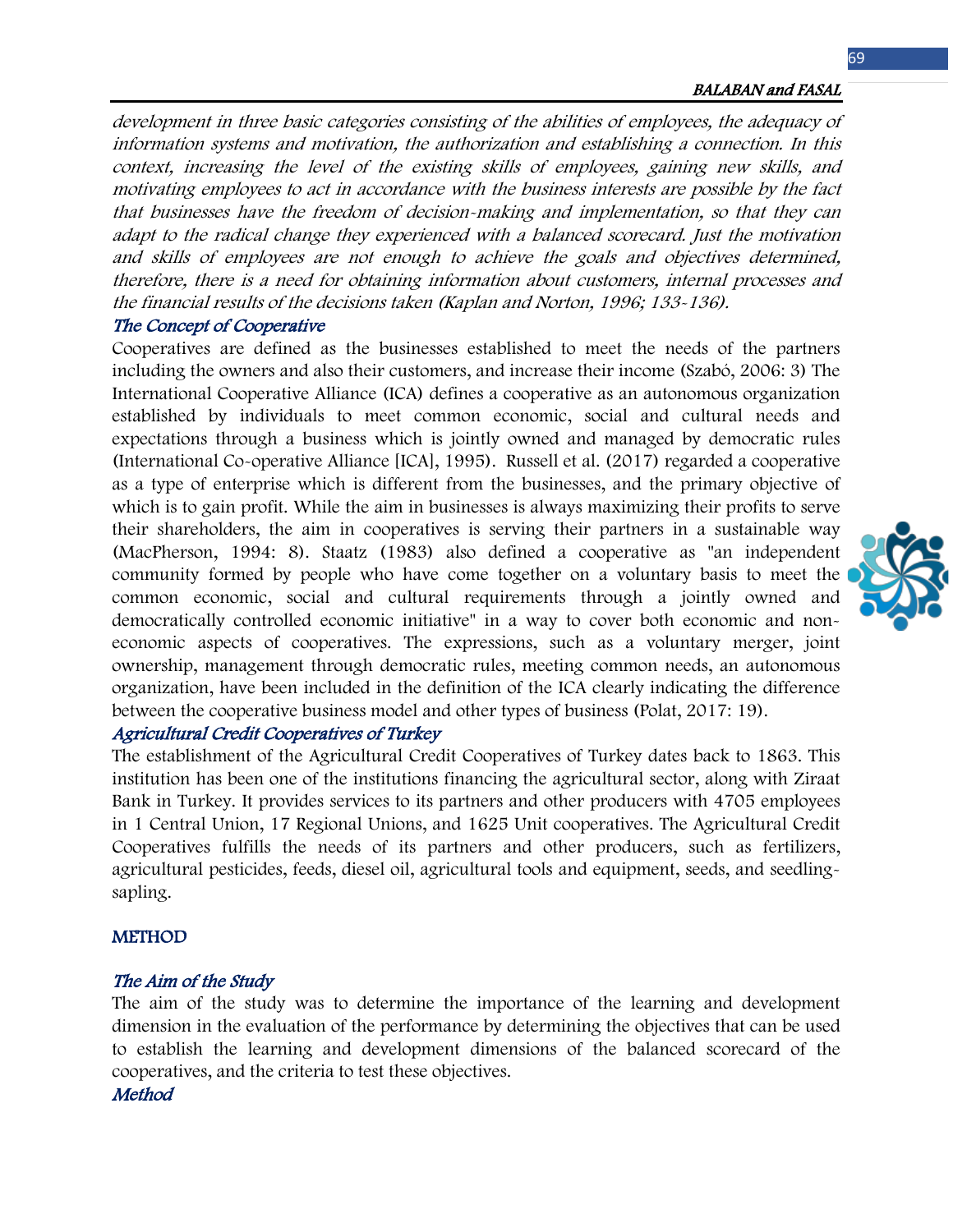*development in three basic categories consisting of the abilities of employees, the adequacy of information systems and motivation, the authorization and establishing a connection. In this context, increasing the level of the existing skills of employees, gaining new skills, and motivating employees to act in accordance with the business interests are possible by the fact that businesses have the freedom of decision-making and implementation, so that they can adapt to the radical change they experienced with a balanced scorecard. Just the motivation and skills of employees are not enough to achieve the goals and objectives determined, therefore, there is a need for obtaining information about customers, internal processes and the financial results of the decisions taken (Kaplan and Norton, 1996; 133-136).*

### *The Concept of Cooperative*

Cooperatives are defined as the businesses established to meet the needs of the partners including the owners and also their customers, and increase their income (Szabó, 2006: 3) The International Cooperative Alliance (ICA) defines a cooperative as an autonomous organization established by individuals to meet common economic, social and cultural needs and expectations through a business which is jointly owned and managed by democratic rules (International Co-operative Alliance [ICA], 1995). Russell et al. (2017) regarded a cooperative as a type of enterprise which is different from the businesses, and the primary objective of which is to gain profit. While the aim in businesses is always maximizing their profits to serve their shareholders, the aim in cooperatives is serving their partners in a sustainable way (MacPherson, 1994: 8). Staatz (1983) also defined a cooperative as "an independent community formed by people who have come together on a voluntary basis to meet the common economic, social and cultural requirements through a jointly owned and democratically controlled economic initiative" in a way to cover both economic and non-economic aspects of cooperatives. The expressions, such as a voluntary merger, joint ownership, management through democratic rules, meeting common needs, an autonomous organization, have been included in the definition of the ICA clearly indicating the difference between the cooperative business model and other types of business (Polat, 2017: 19).

### *Agricultural Credit Cooperatives of Turkey*

The establishment of the Agricultural Credit Cooperatives of Turkey dates back to 1863. This institution has been one of the institutions financing the agricultural sector, along with Ziraat Bank in Turkey. It provides services to its partners and other producers with 4705 employees in 1 Central Union, 17 Regional Unions, and 1625 Unit cooperatives. The Agricultural Credit Cooperatives fulfills the needs of its partners and other producers, such as fertilizers, agricultural pesticides, feeds, diesel oil, agricultural tools and equipment, seeds, and seedling-sapling.

## METHOD

### *The Aim of the Study*

The aim of the study was to determine the importance of the learning and development dimension in the evaluation of the performance by determining the objectives that can be used to establish the learning and development dimensions of the balanced scorecard of the cooperatives, and the criteria to test these objectives.

### *Method*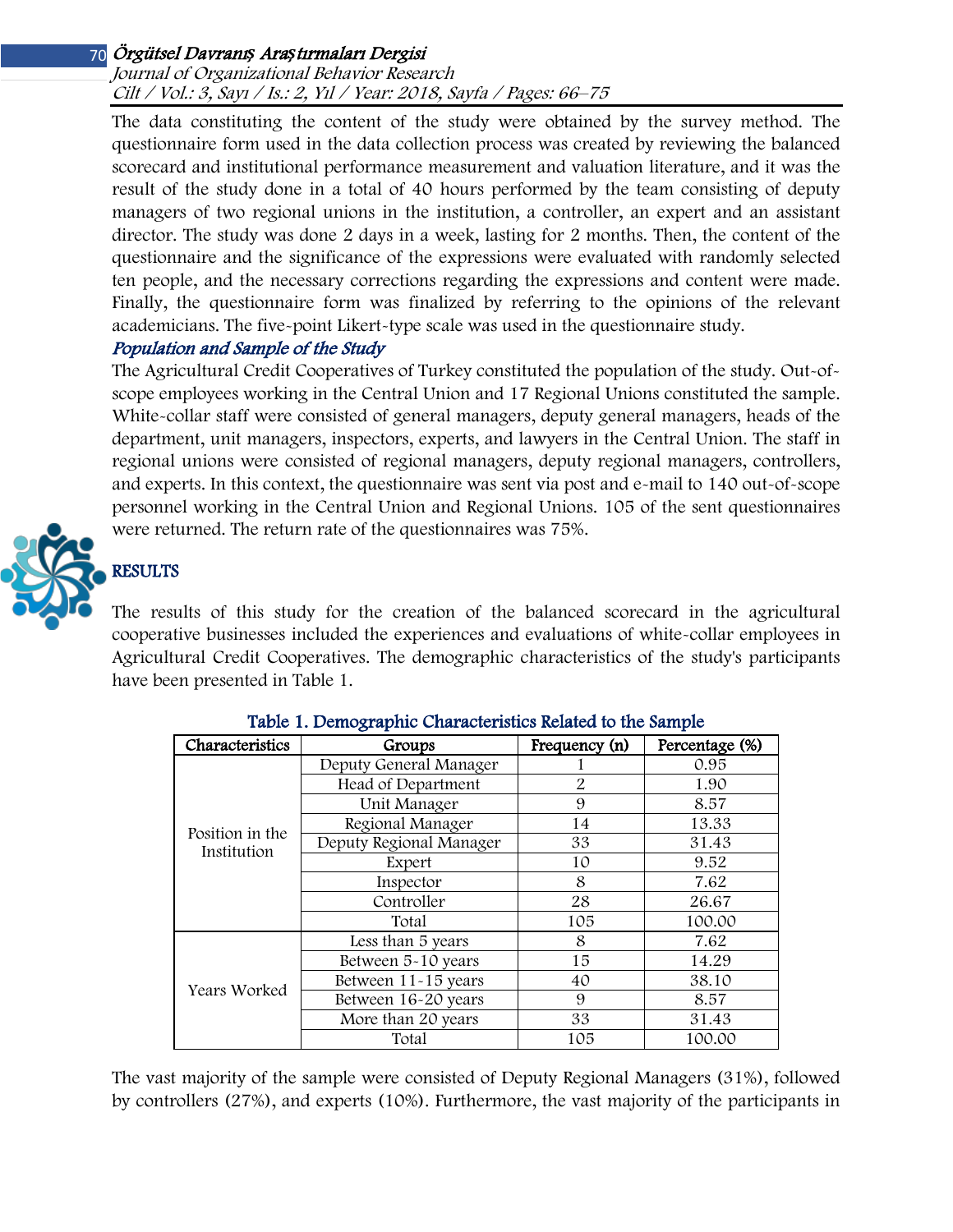The data constituting the content of the study were obtained by the survey method. The questionnaire form used in the data collection process was created by reviewing the balanced scorecard and institutional performance measurement and valuation literature, and it was the result of the study done in a total of 40 hours performed by the team consisting of deputy managers of two regional unions in the institution, a controller, an expert and an assistant director. The study was done 2 days in a week, lasting for 2 months. Then, the content of the questionnaire and the significance of the expressions were evaluated with randomly selected ten people, and the necessary corrections regarding the expressions and content were made. Finally, the questionnaire form was finalized by referring to the opinions of the relevant academicians. The five-point Likert-type scale was used in the questionnaire study.

### *Population and Sample of the Study*

The Agricultural Credit Cooperatives of Turkey constituted the population of the study. Out-of-scope employees working in the Central Union and 17 Regional Unions constituted the sample. White-collar staff were consisted of general managers, deputy general managers, heads of the department, unit managers, inspectors, experts, and lawyers in the Central Union. The staff in regional unions were consisted of regional managers, deputy regional managers, controllers, and experts. In this context, the questionnaire was sent via post and e-mail to 140 out-of-scope personnel working in the Central Union and Regional Unions. 105 of the sent questionnaires were returned. The return rate of the questionnaires was 75%.

## RESULTS

The results of this study for the creation of the balanced scorecard in the agricultural cooperative businesses included the experiences and evaluations of white-collar employees in Agricultural Credit Cooperatives. The demographic characteristics of the study's participants have been presented in Table 1.

**Table 1. Demographic Characteristics Related to the Sample**

| Characteristics | Groups | Frequency (n) | Percentage (%) |
|---|---|---|---|
| Position in the Institution | Deputy General Manager | 1 | 0.95 |
| | Head of Department | 2 | 1.90 |
| | Unit Manager | 9 | 8.57 |
| | Regional Manager | 14 | 13.33 |
| | Deputy Regional Manager | 33 | 31.43 |
| | Expert | 10 | 9.52 |
| | Inspector | 8 | 7.62 |
| | Controller | 28 | 26.67 |
| | Total | 105 | 100.00 |
| Years Worked | Less than 5 years | 8 | 7.62 |
| | Between 5-10 years | 15 | 14.29 |
| | Between 11-15 years | 40 | 38.10 |
| | Between 16-20 years | 9 | 8.57 |
| | More than 20 years | 33 | 31.43 |
| | Total | 105 | 100.00 |

The vast majority of the sample were consisted of Deputy Regional Managers (31%), followed by controllers (27%), and experts (10%). Furthermore, the vast majority of the participants in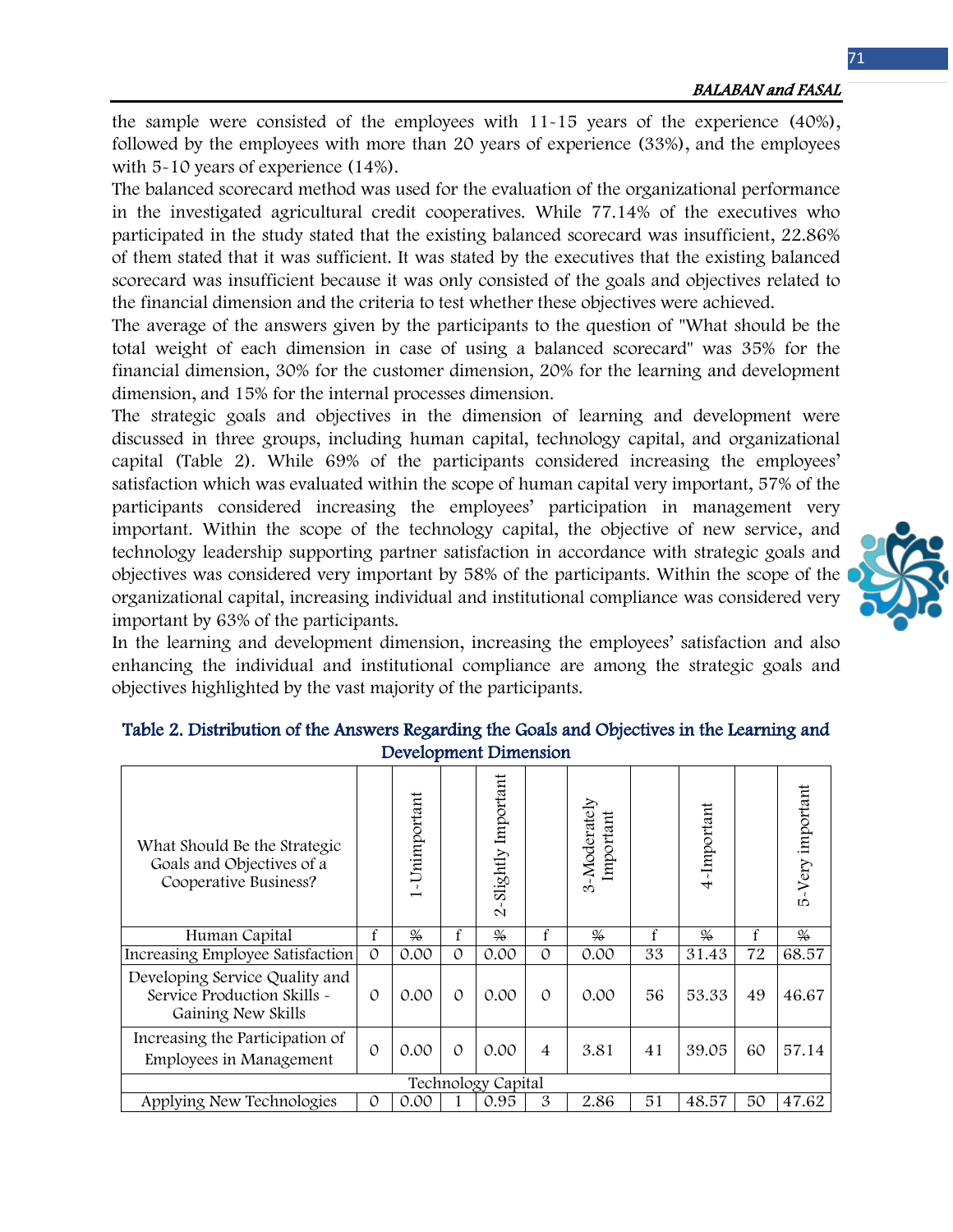the sample were consisted of the employees with 11-15 years of the experience (40%), followed by the employees with more than 20 years of experience (33%), and the employees with 5-10 years of experience (14%).

The balanced scorecard method was used for the evaluation of the organizational performance in the investigated agricultural credit cooperatives. While 77.14% of the executives who participated in the study stated that the existing balanced scorecard was insufficient, 22.86% of them stated that it was sufficient. It was stated by the executives that the existing balanced scorecard was insufficient because it was only consisted of the goals and objectives related to the financial dimension and the criteria to test whether these objectives were achieved.

The average of the answers given by the participants to the question of "What should be the total weight of each dimension in case of using a balanced scorecard" was 35% for the financial dimension, 30% for the customer dimension, 20% for the learning and development dimension, and 15% for the internal processes dimension.

The strategic goals and objectives in the dimension of learning and development were discussed in three groups, including human capital, technology capital, and organizational capital (Table 2). While 69% of the participants considered increasing the employees' satisfaction which was evaluated within the scope of human capital very important, 57% of the participants considered increasing the employees' participation in management very important. Within the scope of the technology capital, the objective of new service, and technology leadership supporting partner satisfaction in accordance with strategic goals and objectives was considered very important by 58% of the participants. Within the scope of the organizational capital, increasing individual and institutional compliance was considered very important by 63% of the participants.

In the learning and development dimension, increasing the employees' satisfaction and also enhancing the individual and institutional compliance are among the strategic goals and objectives highlighted by the vast majority of the participants.

**Table 2. Distribution of the Answers Regarding the Goals and Objectives in the Learning and Development Dimension**

| What Should Be the Strategic Goals and Objectives of a Cooperative Business? | 1-Unimportant | | 2-Slightly Important | | 3-Moderately Important | | 4-Important | | 5-Very important | |
|---|---|---|---|---|---|---|---|---|---|---|
| Human Capital | f | % | f | % | f | % | f | % | f | % |
| Increasing Employee Satisfaction | 0 | 0.00 | 0 | 0.00 | 0 | 0.00 | 33 | 31.43 | 72 | 68.57 |
| Developing Service Quality and Service Production Skills - Gaining New Skills | 0 | 0.00 | 0 | 0.00 | 0 | 0.00 | 56 | 53.33 | 49 | 46.67 |
| Increasing the Participation of Employees in Management | 0 | 0.00 | 0 | 0.00 | 4 | 3.81 | 41 | 39.05 | 60 | 57.14 |
| Technology Capital | | | | | | | | | | |
| Applying New Technologies | 0 | 0.00 | 1 | 0.95 | 3 | 2.86 | 51 | 48.57 | 50 | 47.62 |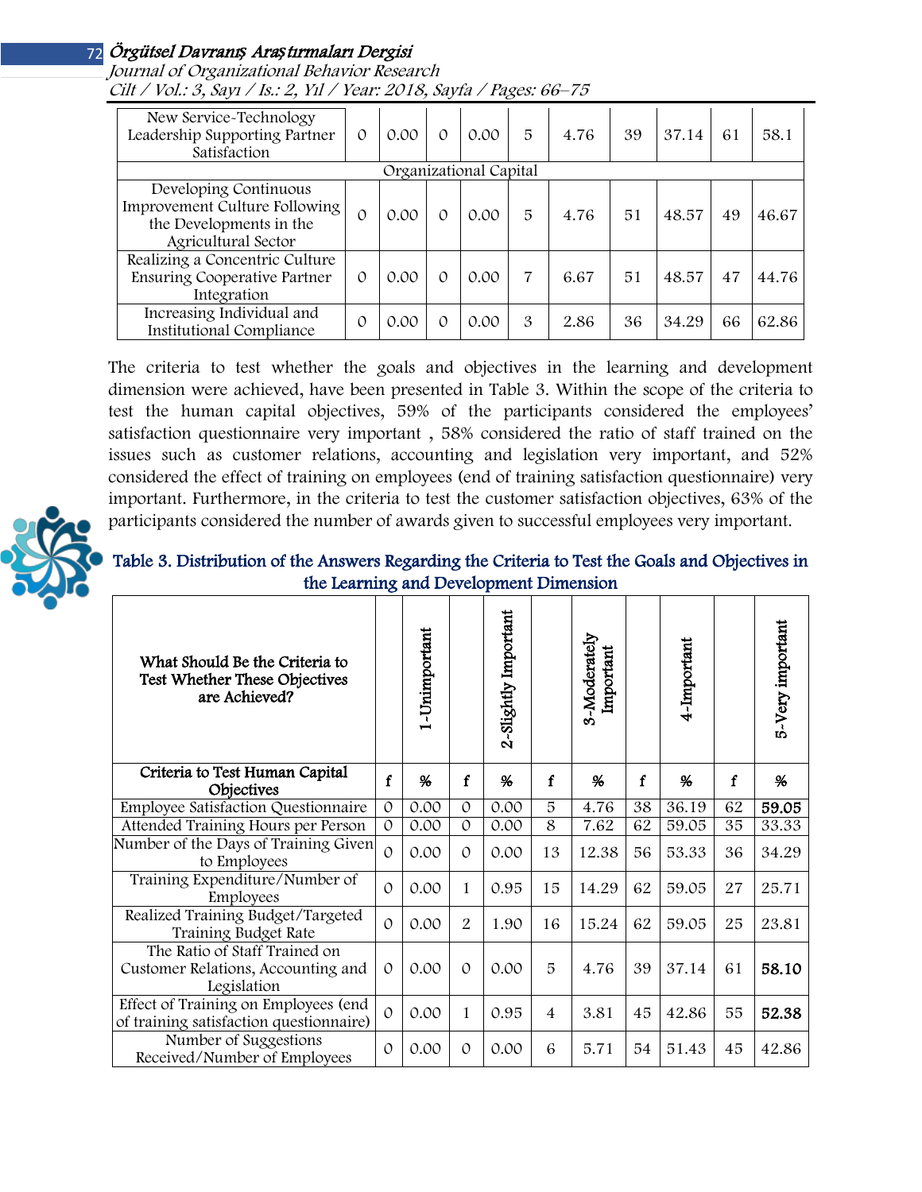| | | | | | | | | | | |
|---|---|---|---|---|---|---|---|---|---|---|
| New Service-Technology Leadership Supporting Partner Satisfaction | 0 | 0.00 | 0 | 0.00 | 5 | 4.76 | 39 | 37.14 | 61 | 58.1 |
| Organizational Capital | | | | | | | | | | |
| Developing Continuous Improvement Culture Following the Developments in the Agricultural Sector | 0 | 0.00 | 0 | 0.00 | 5 | 4.76 | 51 | 48.57 | 49 | 46.67 |
| Realizing a Concentric Culture Ensuring Cooperative Partner Integration | 0 | 0.00 | 0 | 0.00 | 7 | 6.67 | 51 | 48.57 | 47 | 44.76 |
| Increasing Individual and Institutional Compliance | 0 | 0.00 | 0 | 0.00 | 3 | 2.86 | 36 | 34.29 | 66 | 62.86 |

The criteria to test whether the goals and objectives in the learning and development dimension were achieved, have been presented in Table 3. Within the scope of the criteria to test the human capital objectives, 59% of the participants considered the employees' satisfaction questionnaire very important , 58% considered the ratio of staff trained on the issues such as customer relations, accounting and legislation very important, and 52% considered the effect of training on employees (end of training satisfaction questionnaire) very important. Furthermore, in the criteria to test the customer satisfaction objectives, 63% of the participants considered the number of awards given to successful employees very important.

**Table 3. Distribution of the Answers Regarding the Criteria to Test the Goals and Objectives in the Learning and Development Dimension**

| What Should Be the Criteria to Test Whether These Objectives are Achieved? | | 1-Unimportant | | 2-Slightly Important | | 3-Moderately Important | | 4-Important | | 5-Very important |
|---|---|---|---|---|---|---|---|---|---|---|
| **Criteria to Test Human Capital Objectives** | **f** | **%** | **f** | **%** | **f** | **%** | **f** | **%** | **f** | **%** |
| Employee Satisfaction Questionnaire | 0 | 0.00 | 0 | 0.00 | 5 | 4.76 | 38 | 36.19 | 62 | **59.05** |
| Attended Training Hours per Person | 0 | 0.00 | 0 | 0.00 | 8 | 7.62 | 62 | 59.05 | 35 | 33.33 |
| Number of the Days of Training Given to Employees | 0 | 0.00 | 0 | 0.00 | 13 | 12.38 | 56 | 53.33 | 36 | 34.29 |
| Training Expenditure/Number of Employees | 0 | 0.00 | 1 | 0.95 | 15 | 14.29 | 62 | 59.05 | 27 | 25.71 |
| Realized Training Budget/Targeted Training Budget Rate | 0 | 0.00 | 2 | 1.90 | 16 | 15.24 | 62 | 59.05 | 25 | 23.81 |
| The Ratio of Staff Trained on Customer Relations, Accounting and Legislation | 0 | 0.00 | 0 | 0.00 | 5 | 4.76 | 39 | 37.14 | 61 | **58.10** |
| Effect of Training on Employees (end of training satisfaction questionnaire) | 0 | 0.00 | 1 | 0.95 | 4 | 3.81 | 45 | 42.86 | 55 | **52.38** |
| Number of Suggestions Received/Number of Employees | 0 | 0.00 | 0 | 0.00 | 6 | 5.71 | 54 | 51.43 | 45 | 42.86 |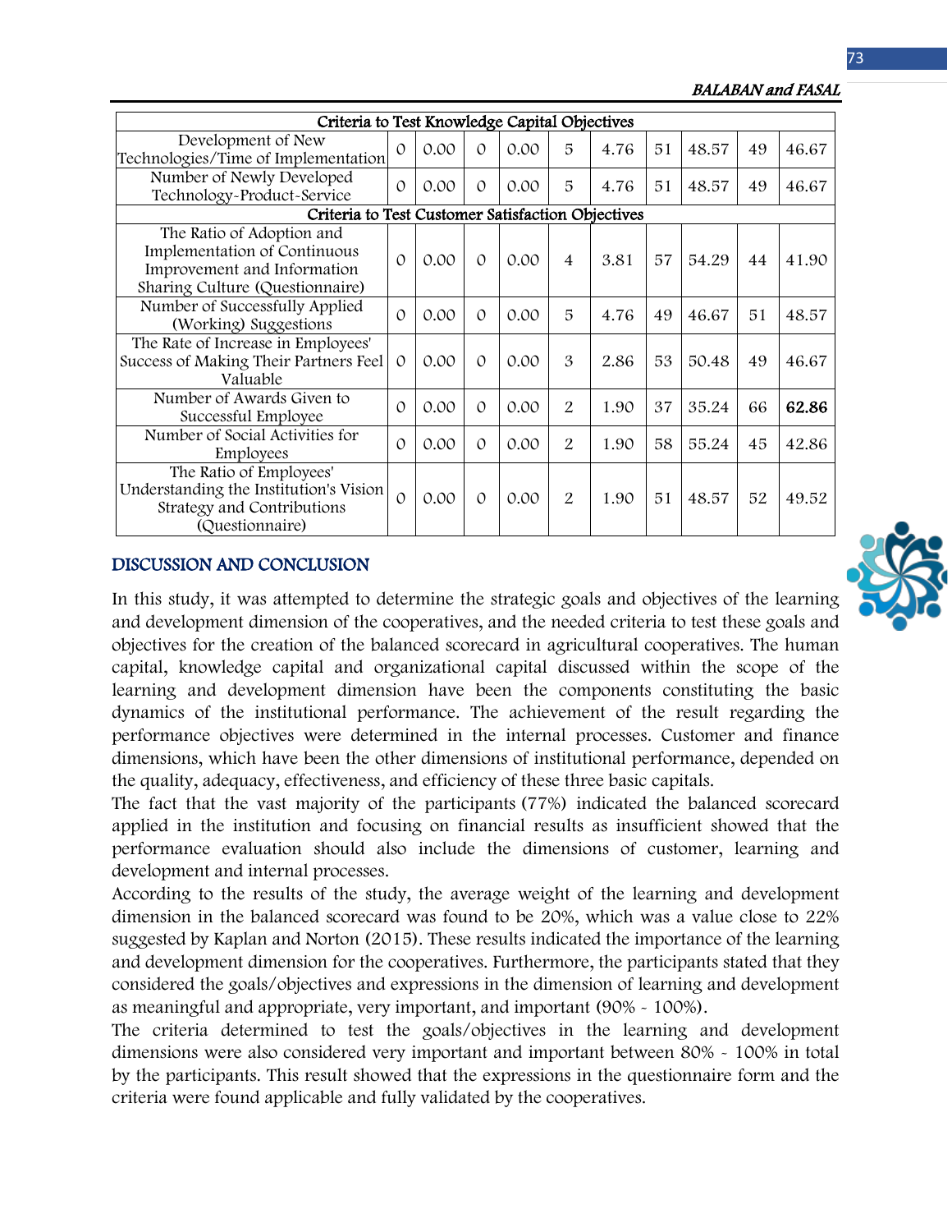| Criteria to Test Knowledge Capital Objectives | | | | | | | | | | |
|---|---|---|---|---|---|---|---|---|---|---|
| Development of New Technologies/Time of Implementation | 0 | 0.00 | 0 | 0.00 | 5 | 4.76 | 51 | 48.57 | 49 | 46.67 |
| Number of Newly Developed Technology-Product-Service | 0 | 0.00 | 0 | 0.00 | 5 | 4.76 | 51 | 48.57 | 49 | 46.67 |
| **Criteria to Test Customer Satisfaction Objectives** | | | | | | | | | | |
| The Ratio of Adoption and Implementation of Continuous Improvement and Information Sharing Culture (Questionnaire) | 0 | 0.00 | 0 | 0.00 | 4 | 3.81 | 57 | 54.29 | 44 | 41.90 |
| Number of Successfully Applied (Working) Suggestions | 0 | 0.00 | 0 | 0.00 | 5 | 4.76 | 49 | 46.67 | 51 | 48.57 |
| The Rate of Increase in Employees' Success of Making Their Partners Feel Valuable | 0 | 0.00 | 0 | 0.00 | 3 | 2.86 | 53 | 50.48 | 49 | 46.67 |
| Number of Awards Given to Successful Employee | 0 | 0.00 | 0 | 0.00 | 2 | 1.90 | 37 | 35.24 | 66 | **62.86** |
| Number of Social Activities for Employees | 0 | 0.00 | 0 | 0.00 | 2 | 1.90 | 58 | 55.24 | 45 | 42.86 |
| The Ratio of Employees' Understanding the Institution's Vision Strategy and Contributions (Questionnaire) | 0 | 0.00 | 0 | 0.00 | 2 | 1.90 | 51 | 48.57 | 52 | 49.52 |

## DISCUSSION AND CONCLUSION

In this study, it was attempted to determine the strategic goals and objectives of the learning and development dimension of the cooperatives, and the needed criteria to test these goals and objectives for the creation of the balanced scorecard in agricultural cooperatives. The human capital, knowledge capital and organizational capital discussed within the scope of the learning and development dimension have been the components constituting the basic dynamics of the institutional performance. The achievement of the result regarding the performance objectives were determined in the internal processes. Customer and finance dimensions, which have been the other dimensions of institutional performance, depended on the quality, adequacy, effectiveness, and efficiency of these three basic capitals.

The fact that the vast majority of the participants (77%) indicated the balanced scorecard applied in the institution and focusing on financial results as insufficient showed that the performance evaluation should also include the dimensions of customer, learning and development and internal processes.

According to the results of the study, the average weight of the learning and development dimension in the balanced scorecard was found to be 20%, which was a value close to 22% suggested by Kaplan and Norton (2015). These results indicated the importance of the learning and development dimension for the cooperatives. Furthermore, the participants stated that they considered the goals/objectives and expressions in the dimension of learning and development as meaningful and appropriate, very important, and important (90% - 100%).

The criteria determined to test the goals/objectives in the learning and development dimensions were also considered very important and important between 80% - 100% in total by the participants. This result showed that the expressions in the questionnaire form and the criteria were found applicable and fully validated by the cooperatives.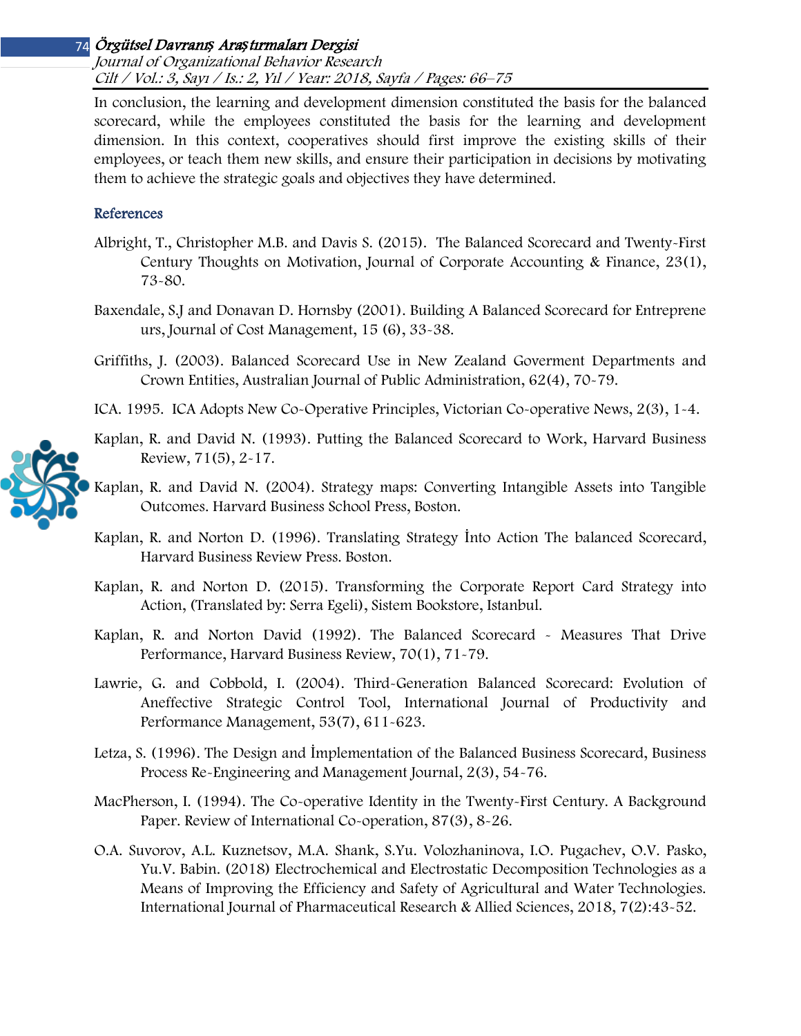In conclusion, the learning and development dimension constituted the basis for the balanced scorecard, while the employees constituted the basis for the learning and development dimension. In this context, cooperatives should first improve the existing skills of their employees, or teach them new skills, and ensure their participation in decisions by motivating them to achieve the strategic goals and objectives they have determined.

## References

Albright, T., Christopher M.B. and Davis S. (2015). The Balanced Scorecard and Twenty-First Century Thoughts on Motivation, Journal of Corporate Accounting & Finance, 23(1), 73-80.

Baxendale, S.J and Donavan D. Hornsby (2001). Building A Balanced Scorecard for Entreprene urs, Journal of Cost Management, 15 (6), 33-38.

Griffiths, J. (2003). Balanced Scorecard Use in New Zealand Goverment Departments and Crown Entities, Australian Journal of Public Administration, 62(4), 70-79.

ICA. 1995. ICA Adopts New Co-Operative Principles, Victorian Co-operative News, 2(3), 1-4.

Kaplan, R. and David N. (1993). Putting the Balanced Scorecard to Work, Harvard Business Review, 71(5), 2-17.

Kaplan, R. and David N. (2004). Strategy maps: Converting Intangible Assets into Tangible Outcomes. Harvard Business School Press, Boston.

Kaplan, R. and Norton D. (1996). Translating Strategy İnto Action The balanced Scorecard, Harvard Business Review Press. Boston.

Kaplan, R. and Norton D. (2015). Transforming the Corporate Report Card Strategy into Action, (Translated by: Serra Egeli), Sistem Bookstore, Istanbul.

Kaplan, R. and Norton David (1992). The Balanced Scorecard - Measures That Drive Performance, Harvard Business Review, 70(1), 71-79.

Lawrie, G. and Cobbold, I. (2004). Third-Generation Balanced Scorecard: Evolution of Aneffective Strategic Control Tool, International Journal of Productivity and Performance Management, 53(7), 611-623.

Letza, S. (1996). The Design and İmplementation of the Balanced Business Scorecard, Business Process Re-Engineering and Management Journal, 2(3), 54-76.

MacPherson, I. (1994). The Co-operative Identity in the Twenty-First Century. A Background Paper. Review of International Co-operation, 87(3), 8-26.

O.A. Suvorov, A.L. Kuznetsov, M.A. Shank, S.Yu. Volozhaninova, I.O. Pugachev, O.V. Pasko, Yu.V. Babin. (2018) Electrochemical and Electrostatic Decomposition Technologies as a Means of Improving the Efficiency and Safety of Agricultural and Water Technologies. International Journal of Pharmaceutical Research & Allied Sciences, 2018, 7(2):43-52.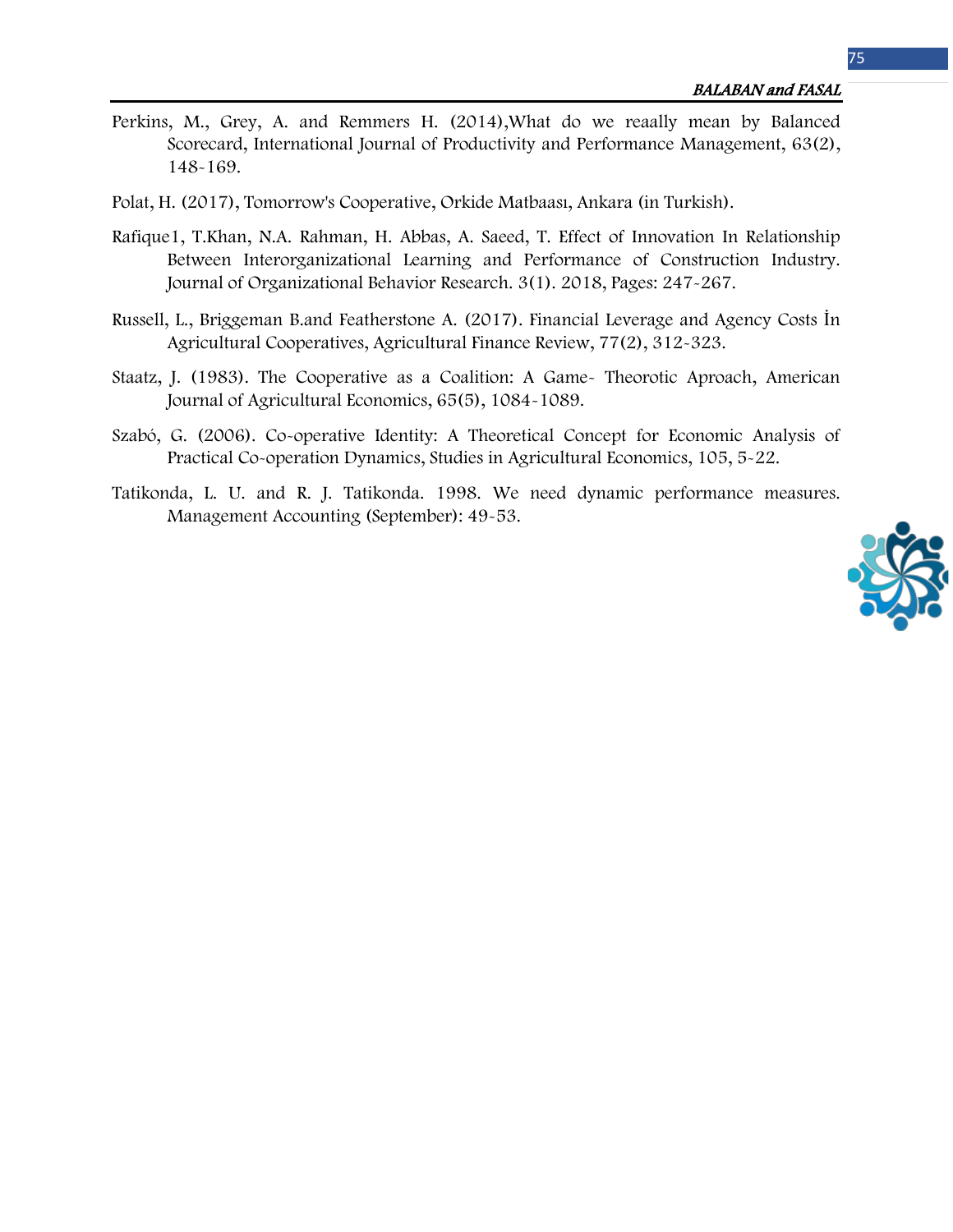Perkins, M., Grey, A. and Remmers H. (2014),What do we reaally mean by Balanced Scorecard, International Journal of Productivity and Performance Management, 63(2), 148-169.

Polat, H. (2017), Tomorrow's Cooperative, Orkide Matbaası, Ankara (in Turkish).

Rafique1, T.Khan, N.A. Rahman, H. Abbas, A. Saeed, T. Effect of Innovation In Relationship Between Interorganizational Learning and Performance of Construction Industry. Journal of Organizational Behavior Research. 3(1). 2018, Pages: 247-267.

Russell, L., Briggeman B.and Featherstone A. (2017). Financial Leverage and Agency Costs İn Agricultural Cooperatives, Agricultural Finance Review, 77(2), 312-323.

Staatz, J. (1983). The Cooperative as a Coalition: A Game- Theorotic Aproach, American Journal of Agricultural Economics, 65(5), 1084-1089.

Szabó, G. (2006). Co-operative Identity: A Theoretical Concept for Economic Analysis of Practical Co-operation Dynamics, Studies in Agricultural Economics, 105, 5-22.

Tatikonda, L. U. and R. J. Tatikonda. 1998. We need dynamic performance measures. Management Accounting (September): 49-53.